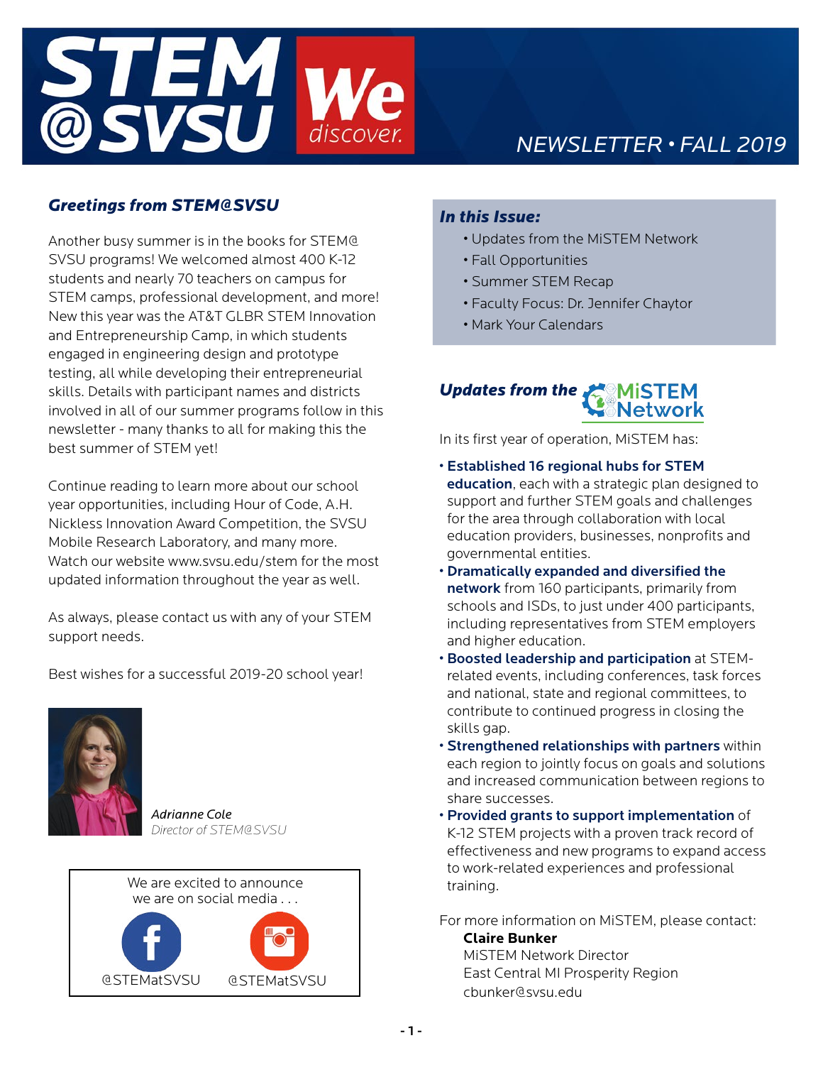# STEM @SVSU We discover.

NEWSLETTER • FALL 2019

## *Greetings from STEM@SVSU*

Another busy summer is in the books for STEM@SVSU programs! We welcomed almost 400 K-12 students and nearly 70 teachers on campus for STEM camps, professional development, and more! New this year was the AT&T GLBR STEM Innovation and Entrepreneurship Camp, in which students engaged in engineering design and prototype testing, all while developing their entrepreneurial skills. Details with participant names and districts involved in all of our summer programs follow in this newsletter - many thanks to all for making this the best summer of STEM yet!

Continue reading to learn more about our school year opportunities, including Hour of Code, A.H. Nickless Innovation Award Competition, the SVSU Mobile Research Laboratory, and many more. Watch our website www.svsu.edu/stem for the most updated information throughout the year as well.

As always, please contact us with any of your STEM support needs.

Best wishes for a successful 2019-20 school year!

*Adrianne Cole*
*Director of STEM@SVSU*

We are excited to announce we are on social media . . .

@STEMatSVSU @STEMatSVSU

## *In this Issue:*

- Updates from the MiSTEM Network
- Fall Opportunities
- Summer STEM Recap
- Faculty Focus: Dr. Jennifer Chaytor
- Mark Your Calendars

## *Updates from the* MiSTEM Network

In its first year of operation, MiSTEM has:

- **Established 16 regional hubs for STEM education**, each with a strategic plan designed to support and further STEM goals and challenges for the area through collaboration with local education providers, businesses, nonprofits and governmental entities.
- **Dramatically expanded and diversified the network** from 160 participants, primarily from schools and ISDs, to just under 400 participants, including representatives from STEM employers and higher education.
- **Boosted leadership and participation** at STEM-related events, including conferences, task forces and national, state and regional committees, to contribute to continued progress in closing the skills gap.
- **Strengthened relationships with partners** within each region to jointly focus on goals and solutions and increased communication between regions to share successes.
- **Provided grants to support implementation** of K-12 STEM projects with a proven track record of effectiveness and new programs to expand access to work-related experiences and professional training.

For more information on MiSTEM, please contact:

**Claire Bunker**
MiSTEM Network Director
East Central MI Prosperity Region
cbunker@svsu.edu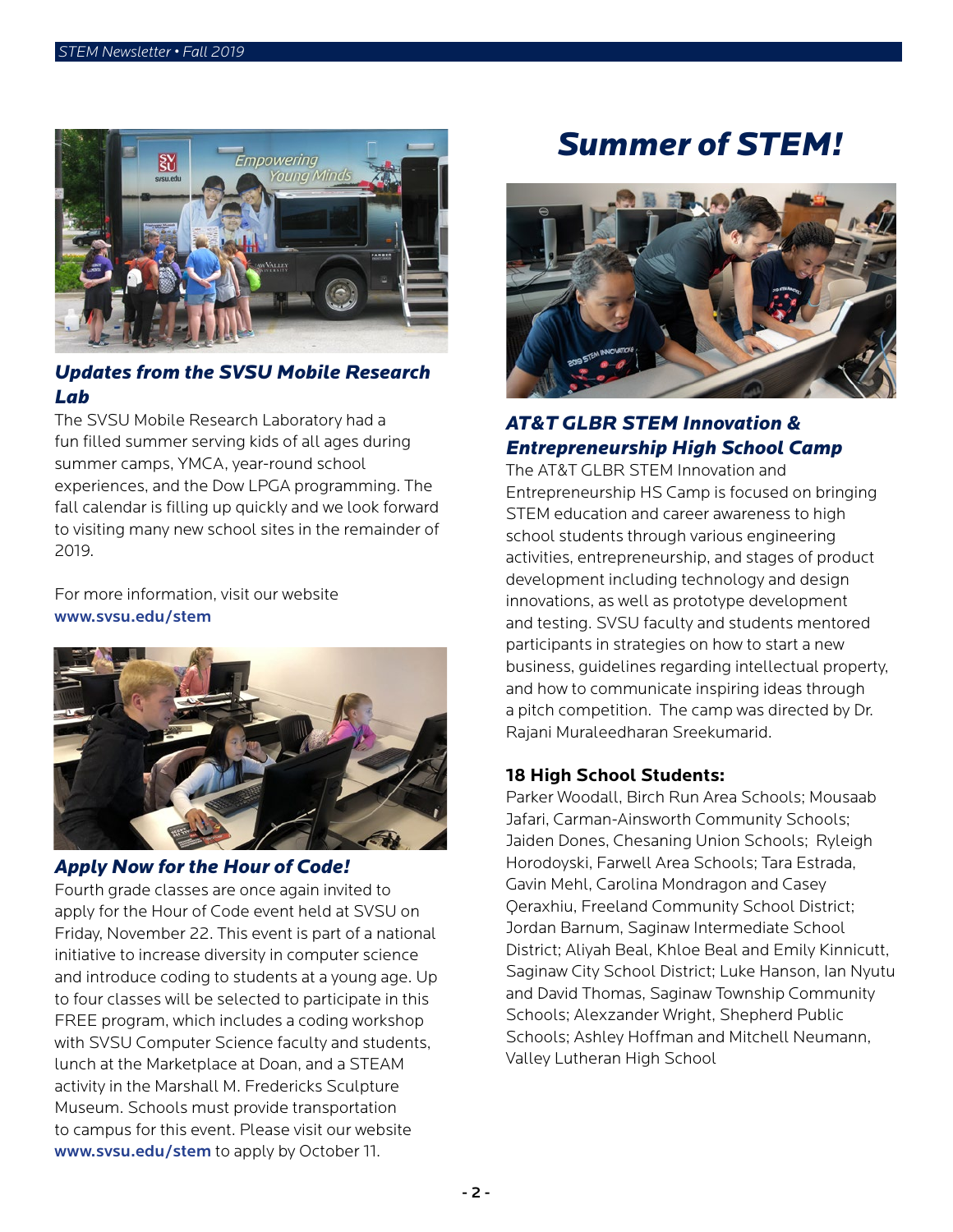## Updates from the SVSU Mobile Research Lab

The SVSU Mobile Research Laboratory had a fun filled summer serving kids of all ages during summer camps, YMCA, year-round school experiences, and the Dow LPGA programming. The fall calendar is filling up quickly and we look forward to visiting many new school sites in the remainder of 2019.

For more information, visit our website **www.svsu.edu/stem**

## Apply Now for the Hour of Code!

Fourth grade classes are once again invited to apply for the Hour of Code event held at SVSU on Friday, November 22. This event is part of a national initiative to increase diversity in computer science and introduce coding to students at a young age. Up to four classes will be selected to participate in this FREE program, which includes a coding workshop with SVSU Computer Science faculty and students, lunch at the Marketplace at Doan, and a STEAM activity in the Marshall M. Fredericks Sculpture Museum. Schools must provide transportation to campus for this event. Please visit our website **www.svsu.edu/stem** to apply by October 11.

# Summer of STEM!

## AT&T GLBR STEM Innovation & Entrepreneurship High School Camp

The AT&T GLBR STEM Innovation and Entrepreneurship HS Camp is focused on bringing STEM education and career awareness to high school students through various engineering activities, entrepreneurship, and stages of product development including technology and design innovations, as well as prototype development and testing. SVSU faculty and students mentored participants in strategies on how to start a new business, guidelines regarding intellectual property, and how to communicate inspiring ideas through a pitch competition. The camp was directed by Dr. Rajani Muraleedharan Sreekumarid.

**18 High School Students:**

Parker Woodall, Birch Run Area Schools; Mousaab Jafari, Carman-Ainsworth Community Schools; Jaiden Dones, Chesaning Union Schools; Ryleigh Horodoyski, Farwell Area Schools; Tara Estrada, Gavin Mehl, Carolina Mondragon and Casey Qeraxhiu, Freeland Community School District; Jordan Barnum, Saginaw Intermediate School District; Aliyah Beal, Khloe Beal and Emily Kinnicutt, Saginaw City School District; Luke Hanson, Ian Nyutu and David Thomas, Saginaw Township Community Schools; Alexzander Wright, Shepherd Public Schools; Ashley Hoffman and Mitchell Neumann, Valley Lutheran High School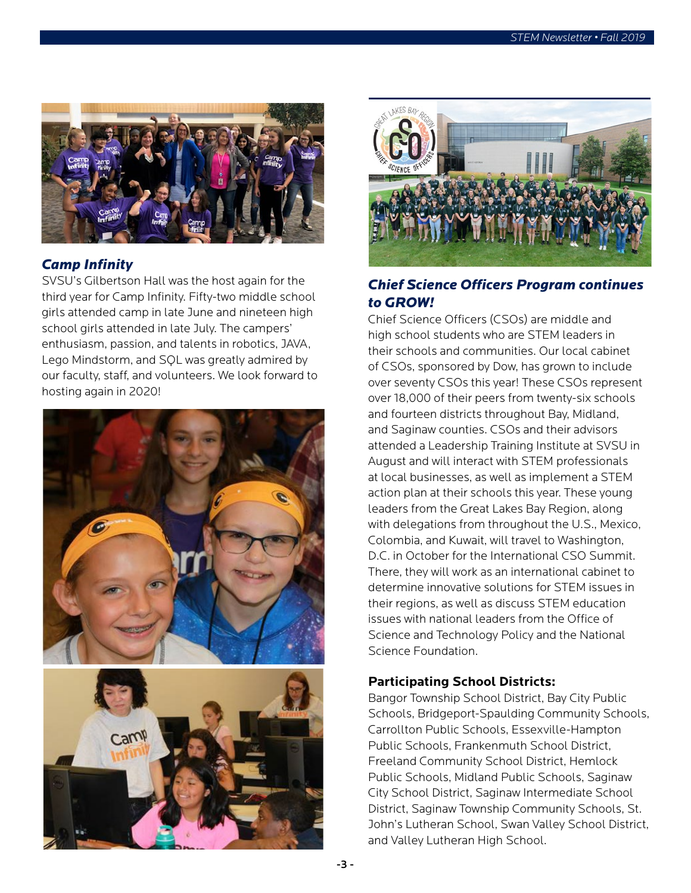### *Camp Infinity*

SVSU's Gilbertson Hall was the host again for the third year for Camp Infinity. Fifty-two middle school girls attended camp in late June and nineteen high school girls attended in late July. The campers' enthusiasm, passion, and talents in robotics, JAVA, Lego Mindstorm, and SQL was greatly admired by our faculty, staff, and volunteers. We look forward to hosting again in 2020!

### *Chief Science Officers Program continues to GROW!*

Chief Science Officers (CSOs) are middle and high school students who are STEM leaders in their schools and communities. Our local cabinet of CSOs, sponsored by Dow, has grown to include over seventy CSOs this year! These CSOs represent over 18,000 of their peers from twenty-six schools and fourteen districts throughout Bay, Midland, and Saginaw counties. CSOs and their advisors attended a Leadership Training Institute at SVSU in August and will interact with STEM professionals at local businesses, as well as implement a STEM action plan at their schools this year. These young leaders from the Great Lakes Bay Region, along with delegations from throughout the U.S., Mexico, Colombia, and Kuwait, will travel to Washington, D.C. in October for the International CSO Summit. There, they will work as an international cabinet to determine innovative solutions for STEM issues in their regions, as well as discuss STEM education issues with national leaders from the Office of Science and Technology Policy and the National Science Foundation.

**Participating School Districts:**
Bangor Township School District, Bay City Public Schools, Bridgeport-Spaulding Community Schools, Carrollton Public Schools, Essexville-Hampton Public Schools, Frankenmuth School District, Freeland Community School District, Hemlock Public Schools, Midland Public Schools, Saginaw City School District, Saginaw Intermediate School District, Saginaw Township Community Schools, St. John's Lutheran School, Swan Valley School District, and Valley Lutheran High School.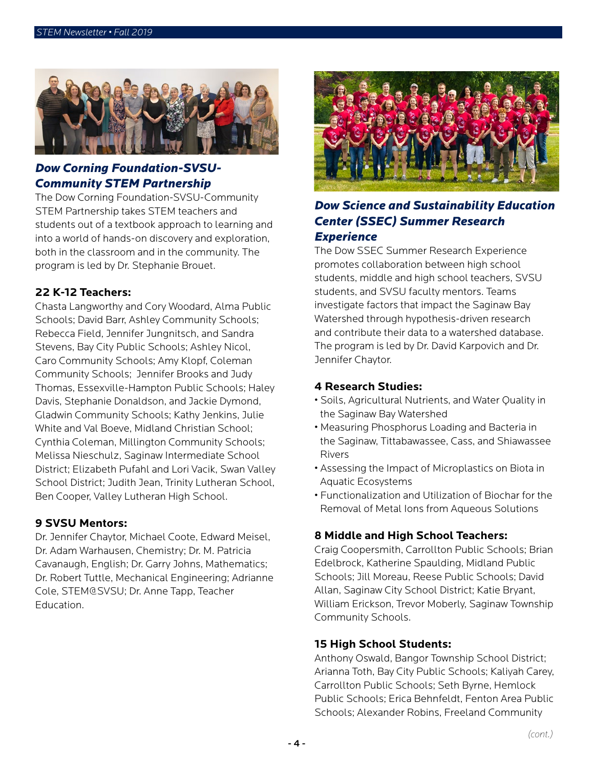## *Dow Corning Foundation-SVSU-Community STEM Partnership*

The Dow Corning Foundation-SVSU-Community STEM Partnership takes STEM teachers and students out of a textbook approach to learning and into a world of hands-on discovery and exploration, both in the classroom and in the community. The program is led by Dr. Stephanie Brouet.

**22 K-12 Teachers:**

Chasta Langworthy and Cory Woodard, Alma Public Schools; David Barr, Ashley Community Schools; Rebecca Field, Jennifer Jungnitsch, and Sandra Stevens, Bay City Public Schools; Ashley Nicol, Caro Community Schools; Amy Klopf, Coleman Community Schools; Jennifer Brooks and Judy Thomas, Essexville-Hampton Public Schools; Haley Davis, Stephanie Donaldson, and Jackie Dymond, Gladwin Community Schools; Kathy Jenkins, Julie White and Val Boeve, Midland Christian School; Cynthia Coleman, Millington Community Schools; Melissa Nieschulz, Saginaw Intermediate School District; Elizabeth Pufahl and Lori Vacik, Swan Valley School District; Judith Jean, Trinity Lutheran School, Ben Cooper, Valley Lutheran High School.

**9 SVSU Mentors:**

Dr. Jennifer Chaytor, Michael Coote, Edward Meisel, Dr. Adam Warhausen, Chemistry; Dr. M. Patricia Cavanaugh, English; Dr. Garry Johns, Mathematics; Dr. Robert Tuttle, Mechanical Engineering; Adrianne Cole, STEM@SVSU; Dr. Anne Tapp, Teacher Education.

## *Dow Science and Sustainability Education Center (SSEC) Summer Research Experience*

The Dow SSEC Summer Research Experience promotes collaboration between high school students, middle and high school teachers, SVSU students, and SVSU faculty mentors. Teams investigate factors that impact the Saginaw Bay Watershed through hypothesis-driven research and contribute their data to a watershed database. The program is led by Dr. David Karpovich and Dr. Jennifer Chaytor.

**4 Research Studies:**

- Soils, Agricultural Nutrients, and Water Quality in the Saginaw Bay Watershed
- Measuring Phosphorus Loading and Bacteria in the Saginaw, Tittabawassee, Cass, and Shiawassee Rivers
- Assessing the Impact of Microplastics on Biota in Aquatic Ecosystems
- Functionalization and Utilization of Biochar for the Removal of Metal Ions from Aqueous Solutions

**8 Middle and High School Teachers:**

Craig Coopersmith, Carrollton Public Schools; Brian Edelbrock, Katherine Spaulding, Midland Public Schools; Jill Moreau, Reese Public Schools; David Allan, Saginaw City School District; Katie Bryant, William Erickson, Trevor Moberly, Saginaw Township Community Schools.

**15 High School Students:**

Anthony Oswald, Bangor Township School District; Arianna Toth, Bay City Public Schools; Kaliyah Carey, Carrollton Public Schools; Seth Byrne, Hemlock Public Schools; Erica Behnfeldt, Fenton Area Public Schools; Alexander Robins, Freeland Community

*(cont.)*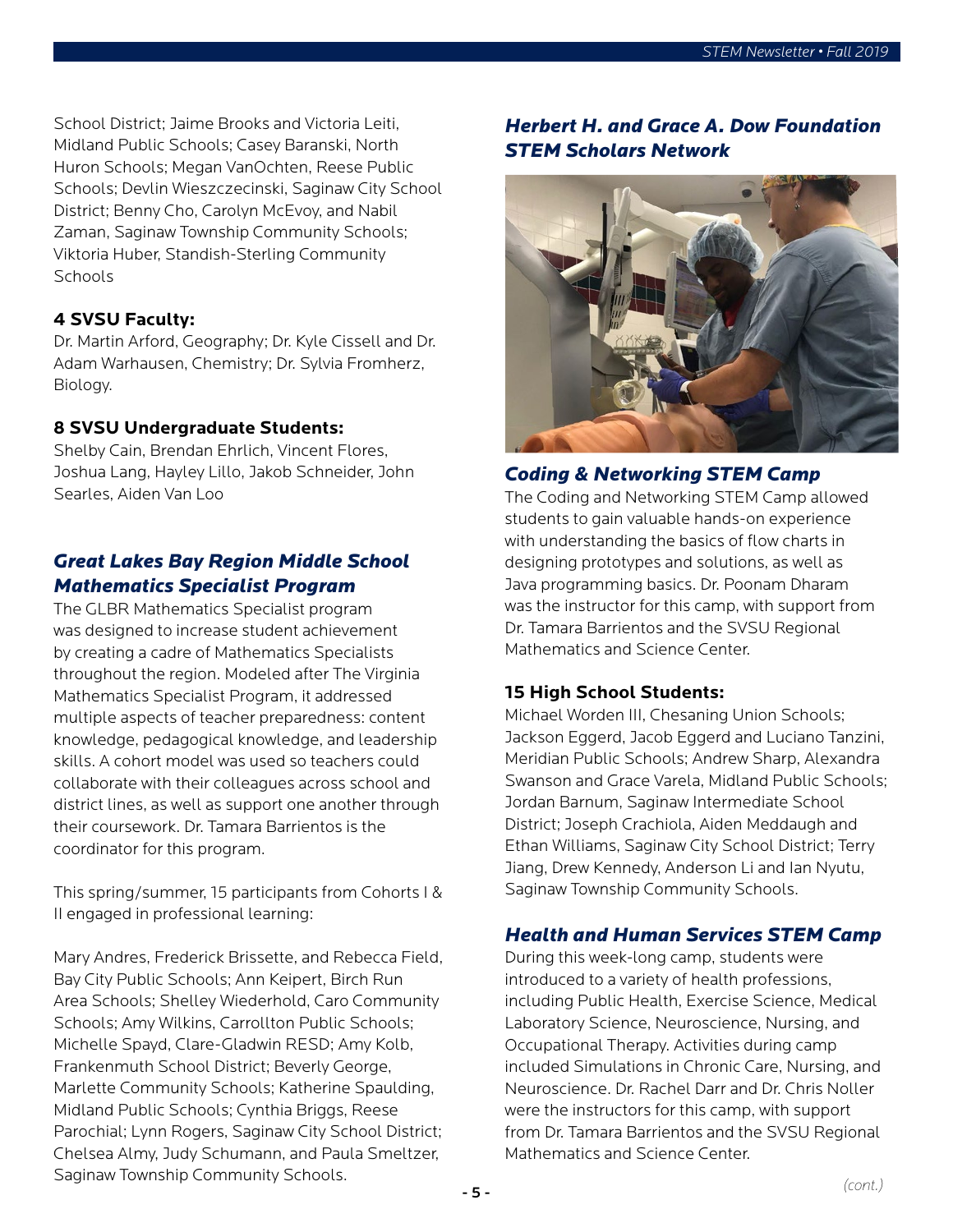School District; Jaime Brooks and Victoria Leiti, Midland Public Schools; Casey Baranski, North Huron Schools; Megan VanOchten, Reese Public Schools; Devlin Wieszczecinski, Saginaw City School District; Benny Cho, Carolyn McEvoy, and Nabil Zaman, Saginaw Township Community Schools; Viktoria Huber, Standish-Sterling Community Schools

**4 SVSU Faculty:**
Dr. Martin Arford, Geography; Dr. Kyle Cissell and Dr. Adam Warhausen, Chemistry; Dr. Sylvia Fromherz, Biology.

**8 SVSU Undergraduate Students:**
Shelby Cain, Brendan Ehrlich, Vincent Flores, Joshua Lang, Hayley Lillo, Jakob Schneider, John Searles, Aiden Van Loo

## *Great Lakes Bay Region Middle School Mathematics Specialist Program*

The GLBR Mathematics Specialist program was designed to increase student achievement by creating a cadre of Mathematics Specialists throughout the region. Modeled after The Virginia Mathematics Specialist Program, it addressed multiple aspects of teacher preparedness: content knowledge, pedagogical knowledge, and leadership skills. A cohort model was used so teachers could collaborate with their colleagues across school and district lines, as well as support one another through their coursework. Dr. Tamara Barrientos is the coordinator for this program.

This spring/summer, 15 participants from Cohorts I & II engaged in professional learning:

Mary Andres, Frederick Brissette, and Rebecca Field, Bay City Public Schools; Ann Keipert, Birch Run Area Schools; Shelley Wiederhold, Caro Community Schools; Amy Wilkins, Carrollton Public Schools; Michelle Spayd, Clare-Gladwin RESD; Amy Kolb, Frankenmuth School District; Beverly George, Marlette Community Schools; Katherine Spaulding, Midland Public Schools; Cynthia Briggs, Reese Parochial; Lynn Rogers, Saginaw City School District; Chelsea Almy, Judy Schumann, and Paula Smeltzer, Saginaw Township Community Schools.

## *Herbert H. and Grace A. Dow Foundation STEM Scholars Network*

## *Coding & Networking STEM Camp*

The Coding and Networking STEM Camp allowed students to gain valuable hands-on experience with understanding the basics of flow charts in designing prototypes and solutions, as well as Java programming basics. Dr. Poonam Dharam was the instructor for this camp, with support from Dr. Tamara Barrientos and the SVSU Regional Mathematics and Science Center.

**15 High School Students:**
Michael Worden III, Chesaning Union Schools; Jackson Eggerd, Jacob Eggerd and Luciano Tanzini, Meridian Public Schools; Andrew Sharp, Alexandra Swanson and Grace Varela, Midland Public Schools; Jordan Barnum, Saginaw Intermediate School District; Joseph Crachiola, Aiden Meddaugh and Ethan Williams, Saginaw City School District; Terry Jiang, Drew Kennedy, Anderson Li and Ian Nyutu, Saginaw Township Community Schools.

## *Health and Human Services STEM Camp*

During this week-long camp, students were introduced to a variety of health professions, including Public Health, Exercise Science, Medical Laboratory Science, Neuroscience, Nursing, and Occupational Therapy. Activities during camp included Simulations in Chronic Care, Nursing, and Neuroscience. Dr. Rachel Darr and Dr. Chris Noller were the instructors for this camp, with support from Dr. Tamara Barrientos and the SVSU Regional Mathematics and Science Center.

*(cont.)*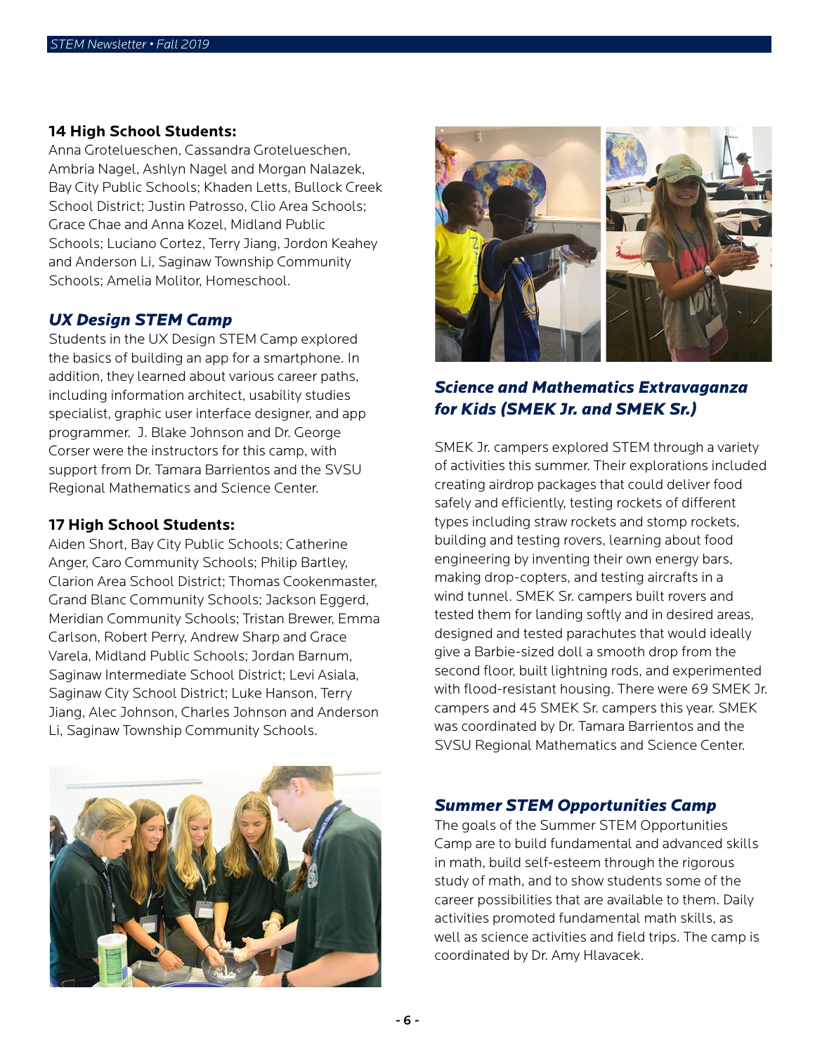**14 High School Students:**
Anna Grotelueschen, Cassandra Grotelueschen, Ambria Nagel, Ashlyn Nagel and Morgan Nalazek, Bay City Public Schools; Khaden Letts, Bullock Creek School District; Justin Patrosso, Clio Area Schools; Grace Chae and Anna Kozel, Midland Public Schools; Luciano Cortez, Terry Jiang, Jordon Keahey and Anderson Li, Saginaw Township Community Schools; Amelia Molitor, Homeschool.

### *UX Design STEM Camp*

Students in the UX Design STEM Camp explored the basics of building an app for a smartphone. In addition, they learned about various career paths, including information architect, usability studies specialist, graphic user interface designer, and app programmer. J. Blake Johnson and Dr. George Corser were the instructors for this camp, with support from Dr. Tamara Barrientos and the SVSU Regional Mathematics and Science Center.

**17 High School Students:**
Aiden Short, Bay City Public Schools; Catherine Anger, Caro Community Schools; Philip Bartley, Clarion Area School District; Thomas Cookenmaster, Grand Blanc Community Schools; Jackson Eggerd, Meridian Community Schools; Tristan Brewer, Emma Carlson, Robert Perry, Andrew Sharp and Grace Varela, Midland Public Schools; Jordan Barnum, Saginaw Intermediate School District; Levi Asiala, Saginaw City School District; Luke Hanson, Terry Jiang, Alec Johnson, Charles Johnson and Anderson Li, Saginaw Township Community Schools.

### *Science and Mathematics Extravaganza for Kids (SMEK Jr. and SMEK Sr.)*

SMEK Jr. campers explored STEM through a variety of activities this summer. Their explorations included creating airdrop packages that could deliver food safely and efficiently, testing rockets of different types including straw rockets and stomp rockets, building and testing rovers, learning about food engineering by inventing their own energy bars, making drop-copters, and testing aircrafts in a wind tunnel. SMEK Sr. campers built rovers and tested them for landing softly and in desired areas, designed and tested parachutes that would ideally give a Barbie-sized doll a smooth drop from the second floor, built lightning rods, and experimented with flood-resistant housing. There were 69 SMEK Jr. campers and 45 SMEK Sr. campers this year. SMEK was coordinated by Dr. Tamara Barrientos and the SVSU Regional Mathematics and Science Center.

### *Summer STEM Opportunities Camp*

The goals of the Summer STEM Opportunities Camp are to build fundamental and advanced skills in math, build self-esteem through the rigorous study of math, and to show students some of the career possibilities that are available to them. Daily activities promoted fundamental math skills, as well as science activities and field trips. The camp is coordinated by Dr. Amy Hlavacek.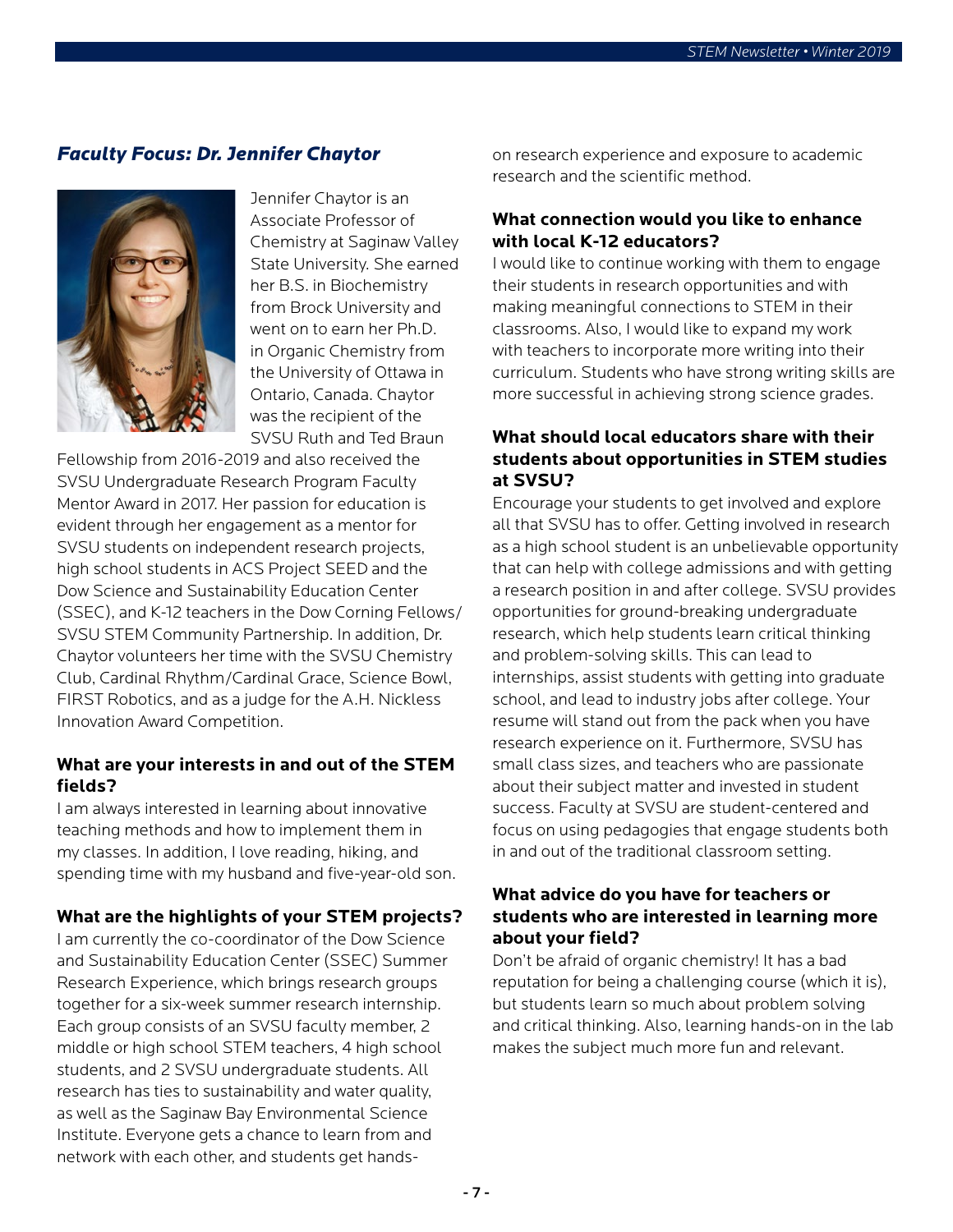## *Faculty Focus: Dr. Jennifer Chaytor*

Jennifer Chaytor is an Associate Professor of Chemistry at Saginaw Valley State University. She earned her B.S. in Biochemistry from Brock University and went on to earn her Ph.D. in Organic Chemistry from the University of Ottawa in Ontario, Canada. Chaytor was the recipient of the SVSU Ruth and Ted Braun Fellowship from 2016-2019 and also received the SVSU Undergraduate Research Program Faculty Mentor Award in 2017. Her passion for education is evident through her engagement as a mentor for SVSU students on independent research projects, high school students in ACS Project SEED and the Dow Science and Sustainability Education Center (SSEC), and K-12 teachers in the Dow Corning Fellows/SVSU STEM Community Partnership. In addition, Dr. Chaytor volunteers her time with the SVSU Chemistry Club, Cardinal Rhythm/Cardinal Grace, Science Bowl, FIRST Robotics, and as a judge for the A.H. Nickless Innovation Award Competition.

**What are your interests in and out of the STEM fields?**

I am always interested in learning about innovative teaching methods and how to implement them in my classes. In addition, I love reading, hiking, and spending time with my husband and five-year-old son.

**What are the highlights of your STEM projects?**

I am currently the co-coordinator of the Dow Science and Sustainability Education Center (SSEC) Summer Research Experience, which brings research groups together for a six-week summer research internship. Each group consists of an SVSU faculty member, 2 middle or high school STEM teachers, 4 high school students, and 2 SVSU undergraduate students. All research has ties to sustainability and water quality, as well as the Saginaw Bay Environmental Science Institute. Everyone gets a chance to learn from and network with each other, and students get hands-on research experience and exposure to academic research and the scientific method.

**What connection would you like to enhance with local K-12 educators?**

I would like to continue working with them to engage their students in research opportunities and with making meaningful connections to STEM in their classrooms. Also, I would like to expand my work with teachers to incorporate more writing into their curriculum. Students who have strong writing skills are more successful in achieving strong science grades.

**What should local educators share with their students about opportunities in STEM studies at SVSU?**

Encourage your students to get involved and explore all that SVSU has to offer. Getting involved in research as a high school student is an unbelievable opportunity that can help with college admissions and with getting a research position in and after college. SVSU provides opportunities for ground-breaking undergraduate research, which help students learn critical thinking and problem-solving skills. This can lead to internships, assist students with getting into graduate school, and lead to industry jobs after college. Your resume will stand out from the pack when you have research experience on it. Furthermore, SVSU has small class sizes, and teachers who are passionate about their subject matter and invested in student success. Faculty at SVSU are student-centered and focus on using pedagogies that engage students both in and out of the traditional classroom setting.

**What advice do you have for teachers or students who are interested in learning more about your field?**

Don't be afraid of organic chemistry! It has a bad reputation for being a challenging course (which it is), but students learn so much about problem solving and critical thinking. Also, learning hands-on in the lab makes the subject much more fun and relevant.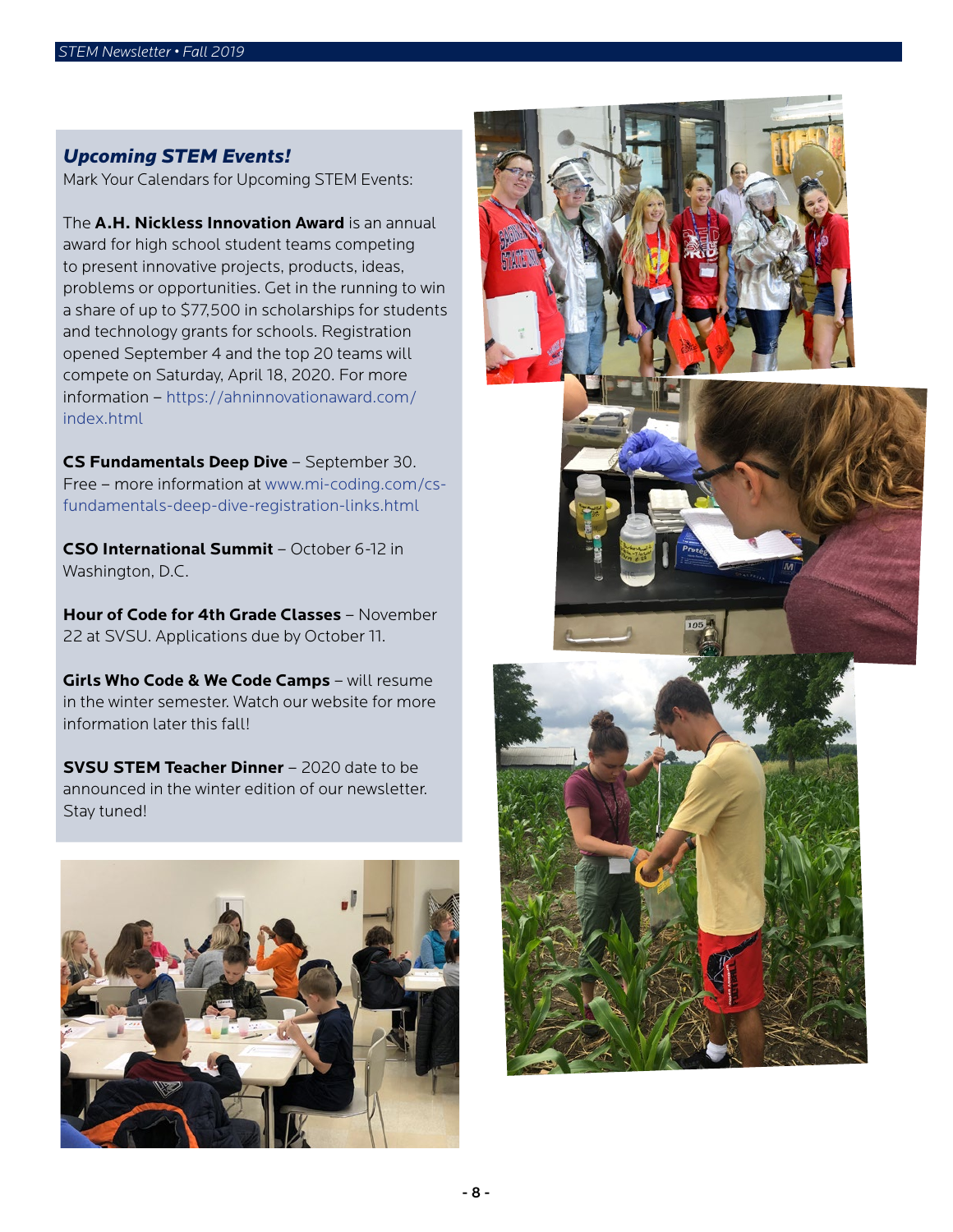## *Upcoming STEM Events!*

Mark Your Calendars for Upcoming STEM Events:

The **A.H. Nickless Innovation Award** is an annual award for high school student teams competing to present innovative projects, products, ideas, problems or opportunities. Get in the running to win a share of up to $77,500 in scholarships for students and technology grants for schools. Registration opened September 4 and the top 20 teams will compete on Saturday, April 18, 2020. For more information – https://ahninnovationaward.com/index.html

**CS Fundamentals Deep Dive** – September 30. Free – more information at www.mi-coding.com/cs-fundamentals-deep-dive-registration-links.html

**CSO International Summit** – October 6-12 in Washington, D.C.

**Hour of Code for 4th Grade Classes** – November 22 at SVSU. Applications due by October 11.

**Girls Who Code & We Code Camps** – will resume in the winter semester. Watch our website for more information later this fall!

**SVSU STEM Teacher Dinner** – 2020 date to be announced in the winter edition of our newsletter. Stay tuned!